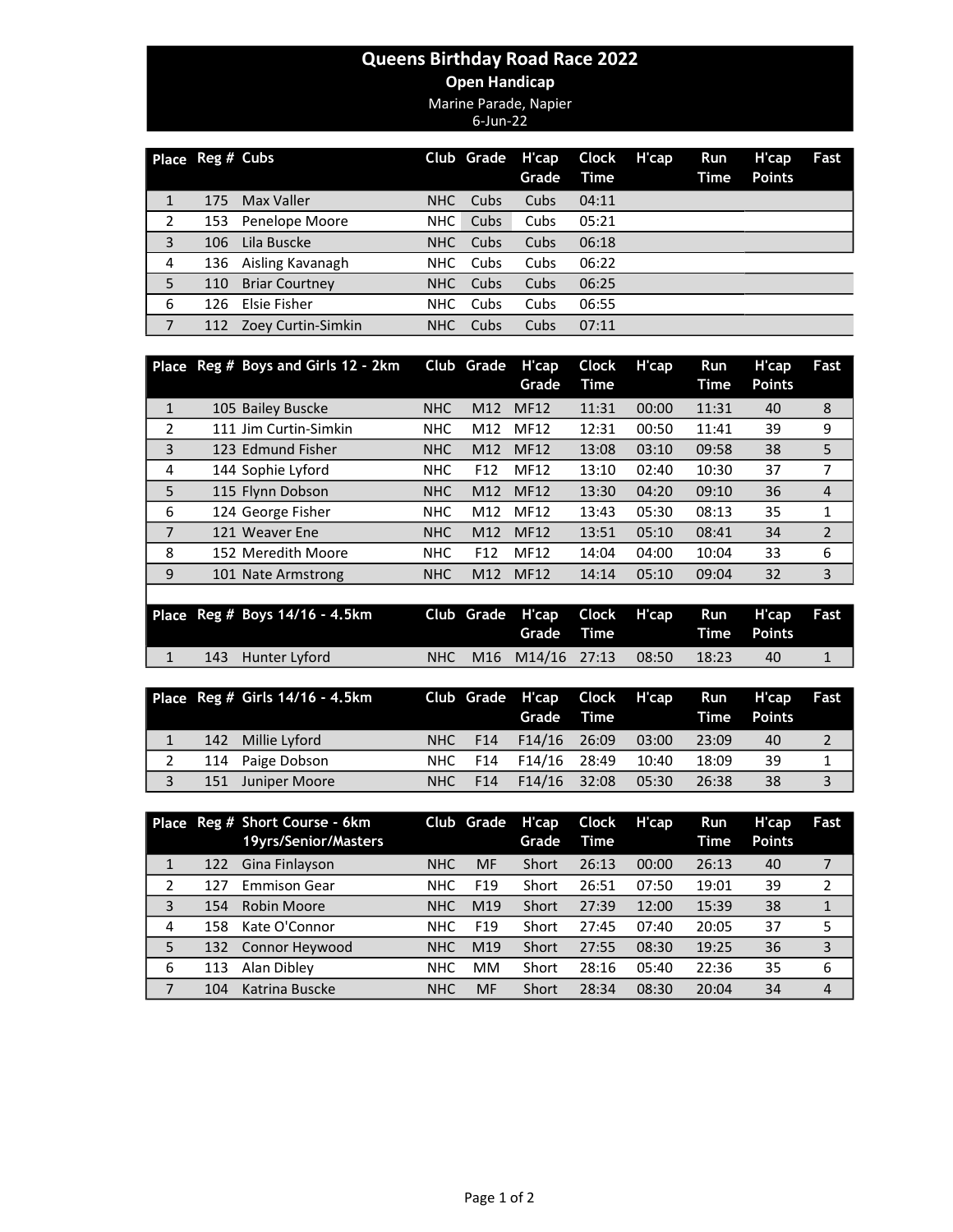# Queens Birthday Road Race 2022

## Open Handicap

Marine Parade, Napier

6-Jun-22

| Place | Reg # | Cubs | Club | Grade | H'cap Grade | Clock Time | H'cap | Run Time | H'cap Points | Fast |
|---|---|---|---|---|---|---|---|---|---|---|
| 1 | 175 | Max Valler | NHC | Cubs | Cubs | 04:11 | | | | |
| 2 | 153 | Penelope Moore | NHC | Cubs | Cubs | 05:21 | | | | |
| 3 | 106 | Lila Buscke | NHC | Cubs | Cubs | 06:18 | | | | |
| 4 | 136 | Aisling Kavanagh | NHC | Cubs | Cubs | 06:22 | | | | |
| 5 | 110 | Briar Courtney | NHC | Cubs | Cubs | 06:25 | | | | |
| 6 | 126 | Elsie Fisher | NHC | Cubs | Cubs | 06:55 | | | | |
| 7 | 112 | Zoey Curtin-Simkin | NHC | Cubs | Cubs | 07:11 | | | | |

| Place | Reg # | Boys and Girls 12 - 2km | Club | Grade | H'cap Grade | Clock Time | H'cap | Run Time | H'cap Points | Fast |
|---|---|---|---|---|---|---|---|---|---|---|
| 1 | 105 | Bailey Buscke | NHC | M12 | MF12 | 11:31 | 00:00 | 11:31 | 40 | 8 |
| 2 | 111 | Jim Curtin-Simkin | NHC | M12 | MF12 | 12:31 | 00:50 | 11:41 | 39 | 9 |
| 3 | 123 | Edmund Fisher | NHC | M12 | MF12 | 13:08 | 03:10 | 09:58 | 38 | 5 |
| 4 | 144 | Sophie Lyford | NHC | F12 | MF12 | 13:10 | 02:40 | 10:30 | 37 | 7 |
| 5 | 115 | Flynn Dobson | NHC | M12 | MF12 | 13:30 | 04:20 | 09:10 | 36 | 4 |
| 6 | 124 | George Fisher | NHC | M12 | MF12 | 13:43 | 05:30 | 08:13 | 35 | 1 |
| 7 | 121 | Weaver Ene | NHC | M12 | MF12 | 13:51 | 05:10 | 08:41 | 34 | 2 |
| 8 | 152 | Meredith Moore | NHC | F12 | MF12 | 14:04 | 04:00 | 10:04 | 33 | 6 |
| 9 | 101 | Nate Armstrong | NHC | M12 | MF12 | 14:14 | 05:10 | 09:04 | 32 | 3 |

| Place | Reg # | Boys 14/16 - 4.5km | Club | Grade | H'cap Grade | Clock Time | H'cap | Run Time | H'cap Points | Fast |
|---|---|---|---|---|---|---|---|---|---|---|
| 1 | 143 | Hunter Lyford | NHC | M16 | M14/16 | 27:13 | 08:50 | 18:23 | 40 | 1 |

| Place | Reg # | Girls 14/16 - 4.5km | Club | Grade | H'cap Grade | Clock Time | H'cap | Run Time | H'cap Points | Fast |
|---|---|---|---|---|---|---|---|---|---|---|
| 1 | 142 | Millie Lyford | NHC | F14 | F14/16 | 26:09 | 03:00 | 23:09 | 40 | 2 |
| 2 | 114 | Paige Dobson | NHC | F14 | F14/16 | 28:49 | 10:40 | 18:09 | 39 | 1 |
| 3 | 151 | Juniper Moore | NHC | F14 | F14/16 | 32:08 | 05:30 | 26:38 | 38 | 3 |

| Place | Reg # | Short Course - 6km 19yrs/Senior/Masters | Club | Grade | H'cap Grade | Clock Time | H'cap | Run Time | H'cap Points | Fast |
|---|---|---|---|---|---|---|---|---|---|---|
| 1 | 122 | Gina Finlayson | NHC | MF | Short | 26:13 | 00:00 | 26:13 | 40 | 7 |
| 2 | 127 | Emmison Gear | NHC | F19 | Short | 26:51 | 07:50 | 19:01 | 39 | 2 |
| 3 | 154 | Robin Moore | NHC | M19 | Short | 27:39 | 12:00 | 15:39 | 38 | 1 |
| 4 | 158 | Kate O'Connor | NHC | F19 | Short | 27:45 | 07:40 | 20:05 | 37 | 5 |
| 5 | 132 | Connor Heywood | NHC | M19 | Short | 27:55 | 08:30 | 19:25 | 36 | 3 |
| 6 | 113 | Alan Dibley | NHC | MM | Short | 28:16 | 05:40 | 22:36 | 35 | 6 |
| 7 | 104 | Katrina Buscke | NHC | MF | Short | 28:34 | 08:30 | 20:04 | 34 | 4 |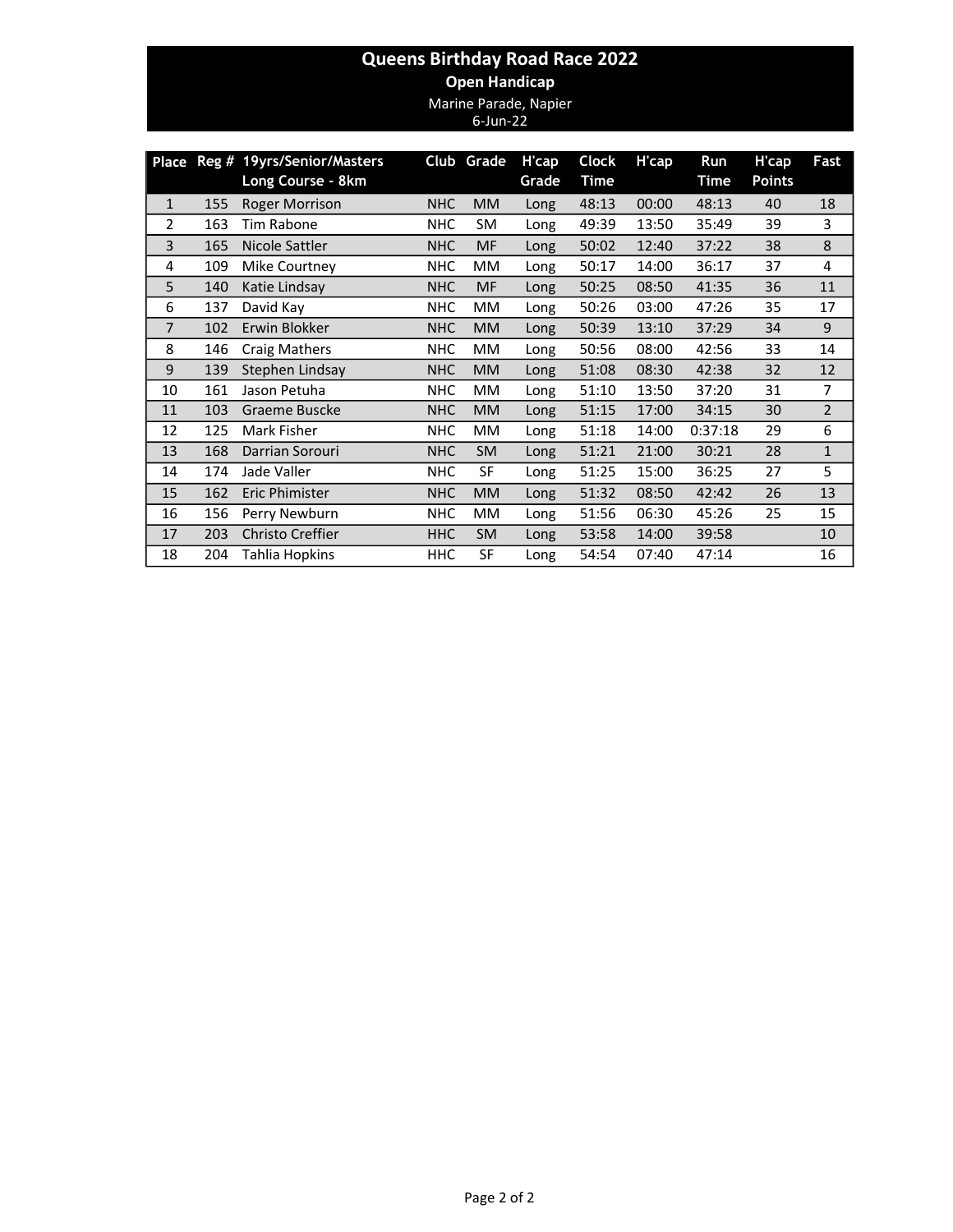# Queens Birthday Road Race 2022

**Open Handicap**

Marine Parade, Napier

6-Jun-22

| Place | Reg # | 19yrs/Senior/Masters Long Course - 8km | Club | Grade | H'cap Grade | Clock Time | H'cap | Run Time | H'cap Points | Fast |
|---|---|---|---|---|---|---|---|---|---|---|
| 1 | 155 | Roger Morrison | NHC | MM | Long | 48:13 | 00:00 | 48:13 | 40 | 18 |
| 2 | 163 | Tim Rabone | NHC | SM | Long | 49:39 | 13:50 | 35:49 | 39 | 3 |
| 3 | 165 | Nicole Sattler | NHC | MF | Long | 50:02 | 12:40 | 37:22 | 38 | 8 |
| 4 | 109 | Mike Courtney | NHC | MM | Long | 50:17 | 14:00 | 36:17 | 37 | 4 |
| 5 | 140 | Katie Lindsay | NHC | MF | Long | 50:25 | 08:50 | 41:35 | 36 | 11 |
| 6 | 137 | David Kay | NHC | MM | Long | 50:26 | 03:00 | 47:26 | 35 | 17 |
| 7 | 102 | Erwin Blokker | NHC | MM | Long | 50:39 | 13:10 | 37:29 | 34 | 9 |
| 8 | 146 | Craig Mathers | NHC | MM | Long | 50:56 | 08:00 | 42:56 | 33 | 14 |
| 9 | 139 | Stephen Lindsay | NHC | MM | Long | 51:08 | 08:30 | 42:38 | 32 | 12 |
| 10 | 161 | Jason Petuha | NHC | MM | Long | 51:10 | 13:50 | 37:20 | 31 | 7 |
| 11 | 103 | Graeme Buscke | NHC | MM | Long | 51:15 | 17:00 | 34:15 | 30 | 2 |
| 12 | 125 | Mark Fisher | NHC | MM | Long | 51:18 | 14:00 | 0:37:18 | 29 | 6 |
| 13 | 168 | Darrian Sorouri | NHC | SM | Long | 51:21 | 21:00 | 30:21 | 28 | 1 |
| 14 | 174 | Jade Valler | NHC | SF | Long | 51:25 | 15:00 | 36:25 | 27 | 5 |
| 15 | 162 | Eric Phimister | NHC | MM | Long | 51:32 | 08:50 | 42:42 | 26 | 13 |
| 16 | 156 | Perry Newburn | NHC | MM | Long | 51:56 | 06:30 | 45:26 | 25 | 15 |
| 17 | 203 | Christo Creffier | HHC | SM | Long | 53:58 | 14:00 | 39:58 | | 10 |
| 18 | 204 | Tahlia Hopkins | HHC | SF | Long | 54:54 | 07:40 | 47:14 | | 16 |